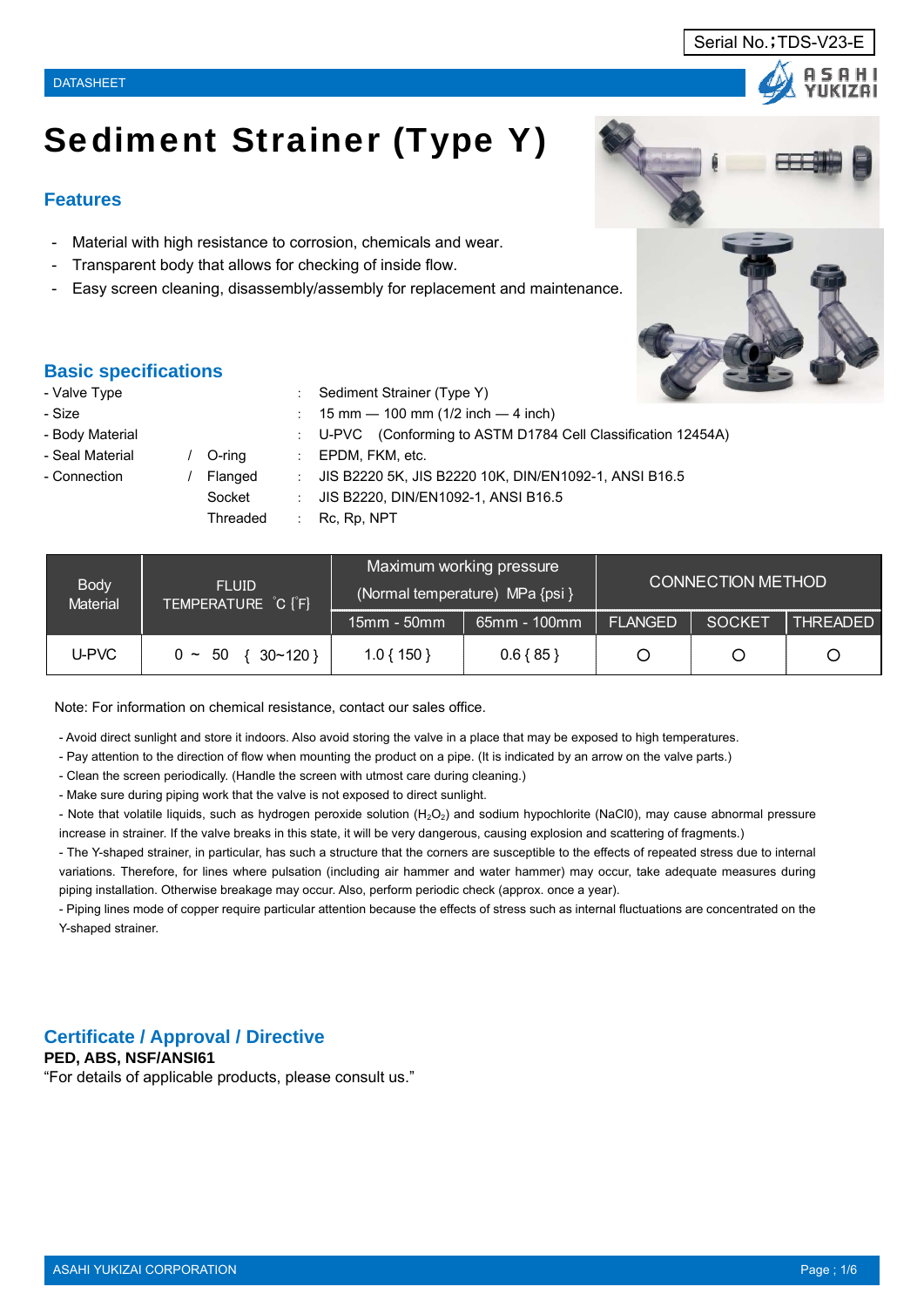Serial No.；TDS-V23-E

DATASHEET

# Sediment Strainer (Type Y)

## Features

- Material with high resistance to corrosion, chemicals and wear.
- Transparent body that allows for checking of inside flow.
- Easy screen cleaning, disassembly/assembly for replacement and maintenance.

## Basic specifications

- - Valve Type : Sediment Strainer (Type Y)
- - Size : 15 mm — 100 mm (1/2 inch — 4 inch)
- - Body Material : U-PVC (Conforming to ASTM D1784 Cell Classification 12454A)
- - Seal Material / O-ring : EPDM, FKM, etc.
- - Connection / Flanged : JIS B2220 5K, JIS B2220 10K, DIN/EN1092-1, ANSI B16.5
  - Socket : JIS B2220, DIN/EN1092-1, ANSI B16.5
  - Threaded : Rc, Rp, NPT

| Body Material | FLUID TEMPERATURE ℃ {℉} | Maximum working pressure (Normal temperature) MPa {psi } | | CONNECTION METHOD | | |
|---|---|---|---|---|---|---|
| | | 15mm - 50mm | 65mm - 100mm | FLANGED | SOCKET | THREADED |
| U-PVC | 0 ~ 50 { 30~120 } | 1.0 { 150 } | 0.6 { 85 } | ○ | ○ | ○ |

Note: For information on chemical resistance, contact our sales office.

- Avoid direct sunlight and store it indoors. Also avoid storing the valve in a place that may be exposed to high temperatures.
- Pay attention to the direction of flow when mounting the product on a pipe. (It is indicated by an arrow on the valve parts.)
- Clean the screen periodically. (Handle the screen with utmost care during cleaning.)
- Make sure during piping work that the valve is not exposed to direct sunlight.
- Note that volatile liquids, such as hydrogen peroxide solution ($H_2O_2$) and sodium hypochlorite (NaCl0), may cause abnormal pressure increase in strainer. If the valve breaks in this state, it will be very dangerous, causing explosion and scattering of fragments.)
- The Y-shaped strainer, in particular, has such a structure that the corners are susceptible to the effects of repeated stress due to internal variations. Therefore, for lines where pulsation (including air hammer and water hammer) may occur, take adequate measures during piping installation. Otherwise breakage may occur. Also, perform periodic check (approx. once a year).
- Piping lines mode of copper require particular attention because the effects of stress such as internal fluctuations are concentrated on the Y-shaped strainer.

## Certificate / Approval / Directive

**PED, ABS, NSF/ANSI61**

“For details of applicable products, please consult us.”

ASAHI YUKIZAI CORPORATION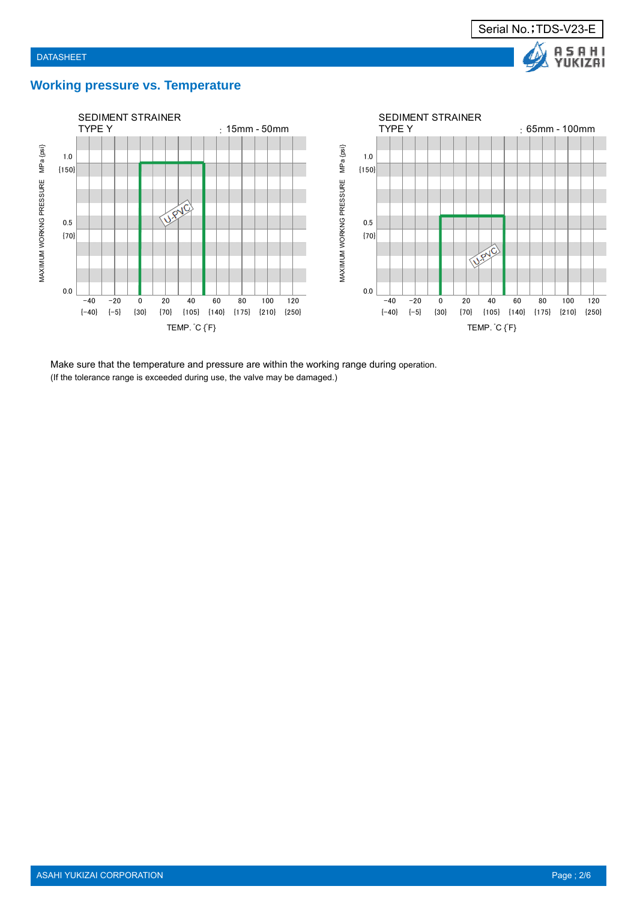## Working pressure vs. Temperature

SEDIMENT STRAINER
TYPE Y
: 15mm - 50mm

MAXIMUM WORKNG PRESSURE MPa {psi}

1.0
{150}
0.5
{70}
0.0

U-PVC

−40 {−40}
−20 {−5}
0 {30}
20 {70}
40 {105}
60 {140}
80 {175}
100 {210}
120 {250}

TEMP. ˚C {˚F}

SEDIMENT STRAINER
TYPE Y
: 65mm - 100mm

MAXIMUM WORKNG PRESSURE MPa {psi}

1.0
{150}
0.5
{70}
0.0

U-PVC

−40 {−40}
−20 {−5}
0 {30}
20 {70}
40 {105}
60 {140}
80 {175}
100 {210}
120 {250}

TEMP. ˚C {˚F}

Make sure that the temperature and pressure are within the working range during operation.
(If the tolerance range is exceeded during use, the valve may be damaged.)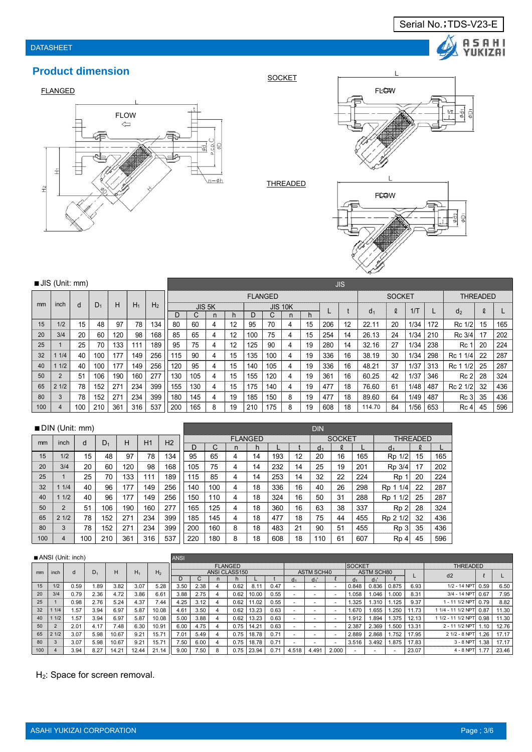Serial No.；TDS-V23-E

DATASHEET

## Product dimension

FLANGED

FLOW

SOCKET

FLOW

THREADED

FLOW

■JIS (Unit: mm)

| mm | inch | d | $D_1$ | H | $H_1$ | $H_2$ | FLANGED JIS 5K D | C | n | h | JIS 10K D | C | n | h | L | t | SOCKET $d_1$ | ℓ | 1/T | L | THREADED $d_2$ | ℓ | L |
|---|---|---|---|---|---|---|---|---|---|---|---|---|---|---|---|---|---|---|---|---|---|---|---|
| 15 | 1/2 | 15 | 48 | 97 | 78 | 134 | 80 | 60 | 4 | 12 | 95 | 70 | 4 | 15 | 206 | 12 | 22.11 | 20 | 1/34 | 172 | Rc 1/2 | 15 | 165 |
| 20 | 3/4 | 20 | 60 | 120 | 98 | 168 | 85 | 65 | 4 | 12 | 100 | 75 | 4 | 15 | 254 | 14 | 26.13 | 24 | 1/34 | 210 | Rc 3/4 | 17 | 202 |
| 25 | 1 | 25 | 70 | 133 | 111 | 189 | 95 | 75 | 4 | 12 | 125 | 90 | 4 | 19 | 280 | 14 | 32.16 | 27 | 1/34 | 238 | Rc 1 | 20 | 224 |
| 32 | 1 1/4 | 40 | 100 | 177 | 149 | 256 | 115 | 90 | 4 | 15 | 135 | 100 | 4 | 19 | 336 | 16 | 38.19 | 30 | 1/34 | 298 | Rc 1 1/4 | 22 | 287 |
| 40 | 1 1/2 | 40 | 100 | 177 | 149 | 256 | 120 | 95 | 4 | 15 | 140 | 105 | 4 | 19 | 336 | 16 | 48.21 | 37 | 1/37 | 313 | Rc 1 1/2 | 25 | 287 |
| 50 | 2 | 51 | 106 | 190 | 160 | 277 | 130 | 105 | 4 | 15 | 155 | 120 | 4 | 19 | 361 | 16 | 60.25 | 42 | 1/37 | 346 | Rc 2 | 28 | 324 |
| 65 | 2 1/2 | 78 | 152 | 271 | 234 | 399 | 155 | 130 | 4 | 15 | 175 | 140 | 4 | 19 | 477 | 18 | 76.60 | 61 | 1/48 | 487 | Rc 2 1/2 | 32 | 436 |
| 80 | 3 | 78 | 152 | 271 | 234 | 399 | 180 | 145 | 4 | 19 | 185 | 150 | 8 | 19 | 477 | 18 | 89.60 | 64 | 1/49 | 487 | Rc 3 | 35 | 436 |
| 100 | 4 | 100 | 210 | 361 | 316 | 537 | 200 | 165 | 8 | 19 | 210 | 175 | 8 | 19 | 608 | 18 | 114.70 | 84 | 1/56 | 653 | Rc 4 | 45 | 596 |

■DIN (Unit: mm)

| mm | inch | d | $D_1$ | H | H1 | H2 | FLANGED D | C | n | h | L | t | SOCKET $d_1$ | ℓ | L | THREADED $d_1$ | ℓ | L |
|---|---|---|---|---|---|---|---|---|---|---|---|---|---|---|---|---|---|---|
| 15 | 1/2 | 15 | 48 | 97 | 78 | 134 | 95 | 65 | 4 | 14 | 193 | 12 | 20 | 16 | 165 | Rp 1/2 | 15 | 165 |
| 20 | 3/4 | 20 | 60 | 120 | 98 | 168 | 105 | 75 | 4 | 14 | 232 | 14 | 25 | 19 | 201 | Rp 3/4 | 17 | 202 |
| 25 | 1 | 25 | 70 | 133 | 111 | 189 | 115 | 85 | 4 | 14 | 253 | 14 | 32 | 22 | 224 | Rp 1 | 20 | 224 |
| 32 | 1 1/4 | 40 | 96 | 177 | 149 | 256 | 140 | 100 | 4 | 18 | 336 | 16 | 40 | 26 | 298 | Rp 1 1/4 | 22 | 287 |
| 40 | 1 1/2 | 40 | 96 | 177 | 149 | 256 | 150 | 110 | 4 | 18 | 324 | 16 | 50 | 31 | 288 | Rp 1 1/2 | 25 | 287 |
| 50 | 2 | 51 | 106 | 190 | 160 | 277 | 165 | 125 | 4 | 18 | 360 | 16 | 63 | 38 | 337 | Rp 2 | 28 | 324 |
| 65 | 2 1/2 | 78 | 152 | 271 | 234 | 399 | 185 | 145 | 4 | 18 | 477 | 18 | 75 | 44 | 455 | Rp 2 1/2 | 32 | 436 |
| 80 | 3 | 78 | 152 | 271 | 234 | 399 | 200 | 160 | 8 | 18 | 483 | 21 | 90 | 51 | 455 | Rp 3 | 35 | 436 |
| 100 | 4 | 100 | 210 | 361 | 316 | 537 | 220 | 180 | 8 | 18 | 608 | 18 | 110 | 61 | 607 | Rp 4 | 45 | 596 |

■ANSI (Unit: inch)

| mm | inch | d | $D_1$ | H | $H_1$ | $H_2$ | FLANGED ANSI CLASS150 D | C | n | h | L | t | SOCKET ASTM SCH40 $d_1$ | $d_1'$ | ℓ | ASTM SCH80 $d_1$ | $d_1'$ | ℓ | L | THREADED d2 | ℓ | L |
|---|---|---|---|---|---|---|---|---|---|---|---|---|---|---|---|---|---|---|---|---|---|---|
| 15 | 1/2 | 0.59 | 1.89 | 3.82 | 3.07 | 5.28 | 3.50 | 2.38 | 4 | 0.62 | 8.11 | 0.47 | - | - | - | 0.848 | 0.836 | 0.875 | 6.93 | 1/2 - 14 NPT | 0.59 | 6.50 |
| 20 | 3/4 | 0.79 | 2.36 | 4.72 | 3.86 | 6.61 | 3.88 | 2.75 | 4 | 0.62 | 10.00 | 0.55 | - | - | - | 1.058 | 1.046 | 1.000 | 8.31 | 3/4 - 14 NPT | 0.67 | 7.95 |
| 25 | 1 | 0.98 | 2.76 | 5.24 | 4.37 | 7.44 | 4.25 | 3.12 | 4 | 0.62 | 11.02 | 0.55 | - | - | - | 1.325 | 1.310 | 1.125 | 9.37 | 1 - 11 1/2 NPT | 0.79 | 8.82 |
| 32 | 1 1/4 | 1.57 | 3.94 | 6.97 | 5.87 | 10.08 | 4.61 | 3.50 | 4 | 0.62 | 13.23 | 0.63 | - | - | - | 1.670 | 1.655 | 1.250 | 11.73 | 1 1/4 - 11 1/2 NPT | 0.87 | 11.30 |
| 40 | 1 1/2 | 1.57 | 3.94 | 6.97 | 5.87 | 10.08 | 5.00 | 3.88 | 4 | 0.62 | 13.23 | 0.63 | - | - | - | 1.912 | 1.894 | 1.375 | 12.13 | 1 1/2 - 11 1/2 NPT | 0.98 | 11.30 |
| 50 | 2 | 2.01 | 4.17 | 7.48 | 6.30 | 10.91 | 6.00 | 4.75 | 4 | 0.75 | 14.21 | 0.63 | - | - | - | 2.387 | 2.369 | 1.500 | 13.31 | 2 - 11 1/2 NPT | 1.10 | 12.76 |
| 65 | 2 1/2 | 3.07 | 5.98 | 10.67 | 9.21 | 15.71 | 7.01 | 5.49 | 4 | 0.75 | 18.78 | 0.71 | - | - | - | 2.889 | 2.868 | 1.752 | 17.95 | 2 1/2 - 8 NPT | 1.26 | 17.17 |
| 80 | 3 | 3.07 | 5.98 | 10.67 | 9.21 | 15.71 | 7.50 | 6.00 | 4 | 0.75 | 18.78 | 0.71 | - | - | - | 3.516 | 3.492 | 1.875 | 17.83 | 3 - 8 NPT | 1.38 | 17.17 |
| 100 | 4 | 3.94 | 8.27 | 14.21 | 12.44 | 21.14 | 9.00 | 7.50 | 8 | 0.75 | 23.94 | 0.71 | 4.518 | 4.491 | 2.000 | - | - | - | 23.07 | 4 - 8 NPT | 1.77 | 23.46 |

$H_2$: Space for screen removal.

ASAHI YUKIZAI CORPORATION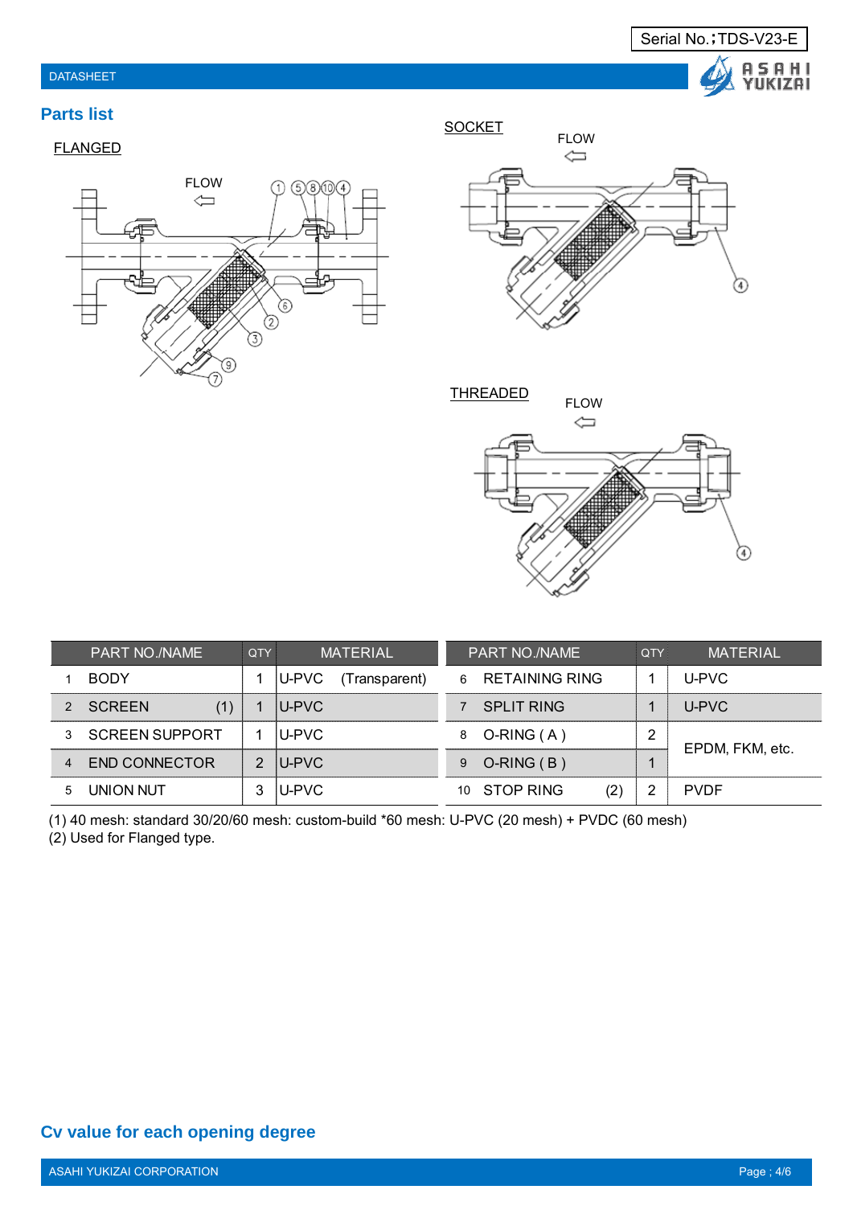## Parts list

FLANGED

FLOW

SOCKET

FLOW

THREADED

FLOW

| PART NO./NAME | | QTY | MATERIAL | PART NO./NAME | | QTY | MATERIAL |
|---|---|---|---|---|---|---|---|
| 1 | BODY | 1 | U-PVC (Transparent) | 6 | RETAINING RING | 1 | U-PVC |
| 2 | SCREEN (1) | 1 | U-PVC | 7 | SPLIT RING | 1 | U-PVC |
| 3 | SCREEN SUPPORT | 1 | U-PVC | 8 | O-RING ( A ) | 2 | EPDM, FKM, etc. |
| 4 | END CONNECTOR | 2 | U-PVC | 9 | O-RING ( B ) | 1 | EPDM, FKM, etc. |
| 5 | UNION NUT | 3 | U-PVC | 10 | STOP RING (2) | 2 | PVDF |

(1) 40 mesh: standard 30/20/60 mesh: custom-build *60 mesh: U-PVC (20 mesh) + PVDC (60 mesh)
(2) Used for Flanged type.

## Cv value for each opening degree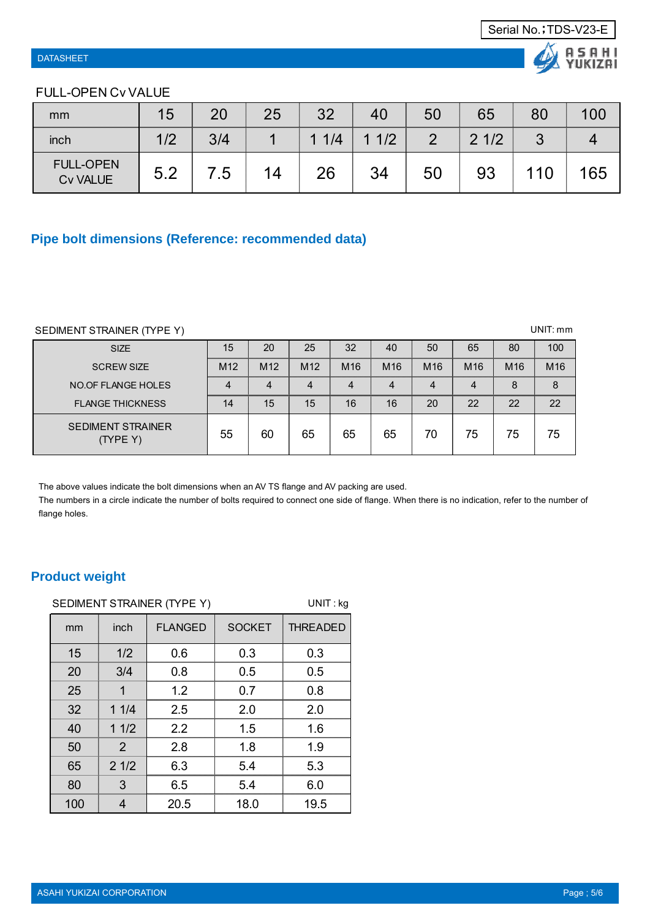## FULL-OPEN Cv VALUE

| mm | 15 | 20 | 25 | 32 | 40 | 50 | 65 | 80 | 100 |
|---|---|---|---|---|---|---|---|---|---|
| inch | 1/2 | 3/4 | 1 | 1 1/4 | 1 1/2 | 2 | 2 1/2 | 3 | 4 |
| FULL-OPEN Cv VALUE | 5.2 | 7.5 | 14 | 26 | 34 | 50 | 93 | 110 | 165 |

## Pipe bolt dimensions (Reference: recommended data)

SEDIMENT STRAINER (TYPE Y)

UNIT: mm

| SIZE | 15 | 20 | 25 | 32 | 40 | 50 | 65 | 80 | 100 |
|---|---|---|---|---|---|---|---|---|---|
| SCREW SIZE | M12 | M12 | M12 | M16 | M16 | M16 | M16 | M16 | M16 |
| NO.OF FLANGE HOLES | 4 | 4 | 4 | 4 | 4 | 4 | 4 | 8 | 8 |
| FLANGE THICKNESS | 14 | 15 | 15 | 16 | 16 | 20 | 22 | 22 | 22 |
| SEDIMENT STRAINER (TYPE Y) | 55 | 60 | 65 | 65 | 65 | 70 | 75 | 75 | 75 |

The above values indicate the bolt dimensions when an AV TS flange and AV packing are used.

The numbers in a circle indicate the number of bolts required to connect one side of flange. When there is no indication, refer to the number of flange holes.

## Product weight

SEDIMENT STRAINER (TYPE Y)

UNIT : kg

| mm | inch | FLANGED | SOCKET | THREADED |
|---|---|---|---|---|
| 15 | 1/2 | 0.6 | 0.3 | 0.3 |
| 20 | 3/4 | 0.8 | 0.5 | 0.5 |
| 25 | 1 | 1.2 | 0.7 | 0.8 |
| 32 | 1 1/4 | 2.5 | 2.0 | 2.0 |
| 40 | 1 1/2 | 2.2 | 1.5 | 1.6 |
| 50 | 2 | 2.8 | 1.8 | 1.9 |
| 65 | 2 1/2 | 6.3 | 5.4 | 5.3 |
| 80 | 3 | 6.5 | 5.4 | 6.0 |
| 100 | 4 | 20.5 | 18.0 | 19.5 |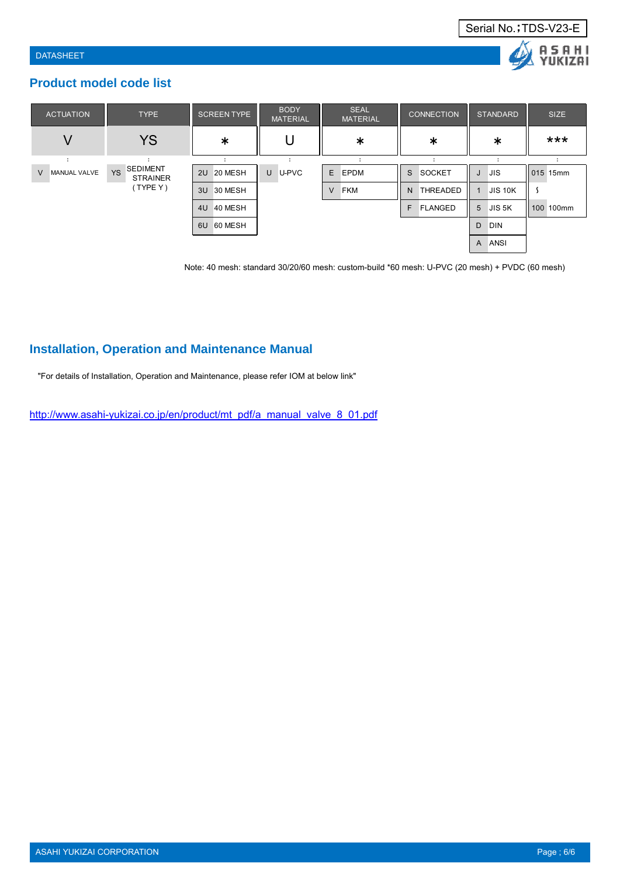Serial No.；TDS-V23-E

DATASHEET

## Product model code list

| ACTUATION | TYPE | SCREEN TYPE | BODY MATERIAL | SEAL MATERIAL | CONNECTION | STANDARD | SIZE |
|---|---|---|---|---|---|---|---|
| V | YS | * | U | * | * | * | *** |
| : | : | : | : | : | : | : | : |
| V MANUAL VALVE | YS SEDIMENT STRAINER ( TYPE Y ) | 2U 20 MESH | U U-PVC | E EPDM | S SOCKET | J JIS | 015 15mm |
| | | 3U 30 MESH | | V FKM | N THREADED | 1 JIS 10K | ∫ |
| | | 4U 40 MESH | | | F FLANGED | 5 JIS 5K | 100 100mm |
| | | 6U 60 MESH | | | | D DIN | |
| | | | | | | A ANSI | |

Note: 40 mesh: standard 30/20/60 mesh: custom-build *60 mesh: U-PVC (20 mesh) + PVDC (60 mesh)

## Installation, Operation and Maintenance Manual

"For details of Installation, Operation and Maintenance, please refer IOM at below link"

http://www.asahi-yukizai.co.jp/en/product/mt_pdf/a_manual_valve_8_01.pdf